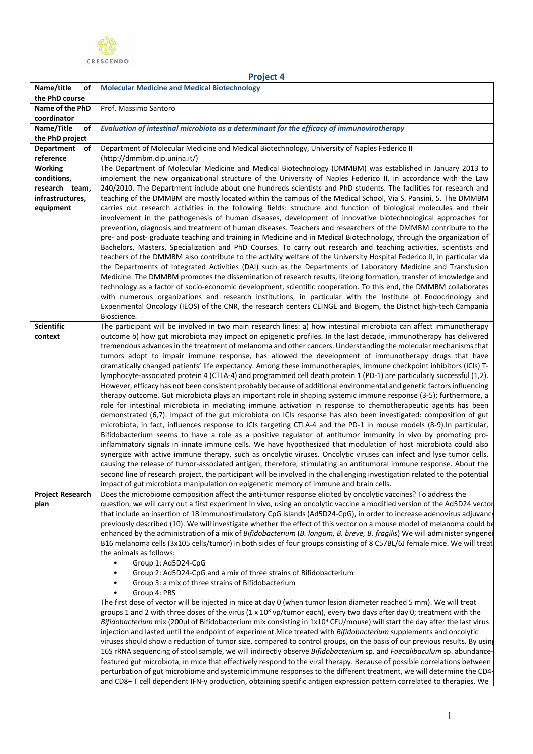## Project 4

| | |
|---|---|
| **Name/title of the PhD course** | **Molecular Medicine and Medical Biotechnology** |
| **Name of the PhD coordinator** | Prof. Massimo Santoro |
| **Name/Title of the PhD project** | ***Evaluation of intestinal microbiota as a determinant for the efficacy of immunovirotherapy*** |
| **Department of reference** | Department of Molecular Medicine and Medical Biotechnology, University of Naples Federico II (http://dmmbm.dip.unina.it/) |
| **Working conditions, research team, infrastructures, equipment** | The Department of Molecular Medicine and Medical Biotechnology (DMMBM) was established in January 2013 to implement the new organizational structure of the University of Naples Federico II, in accordance with the Law 240/2010. The Department include about one hundreds scientists and PhD students. The facilities for research and teaching of the DMMBM are mostly located within the campus of the Medical School, Via S. Pansini, 5. The DMMBM carries out research activities in the following fields: structure and function of biological molecules and their involvement in the pathogenesis of human diseases, development of innovative biotechnological approaches for prevention, diagnosis and treatment of human diseases. Teachers and researchers of the DMMBM contribute to the pre- and post- graduate teaching and training in Medicine and in Medical Biotechnology, through the organization of Bachelors, Masters, Specialization and PhD Courses. To carry out research and teaching activities, scientists and teachers of the DMMBM also contribute to the activity welfare of the University Hospital Federico II, in particular via the Departments of Integrated Activities (DAI) such as the Departments of Laboratory Medicine and Transfusion Medicine. The DMMBM promotes the dissemination of research results, lifelong formation, transfer of knowledge and technology as a factor of socio-economic development, scientific cooperation. To this end, the DMMBM collaborates with numerous organizations and research institutions, in particular with the Institute of Endocrinology and Experimental Oncology (IEOS) of the CNR, the research centers CEINGE and Biogem, the District high-tech Campania Bioscience. |
| **Scientific context** | The participant will be involved in two main research lines: a) how intestinal microbiota can affect immunotherapy outcome b) how gut microbiota may impact on epigenetic profiles. In the last decade, immunotherapy has delivered tremendous advances in the treatment of melanoma and other cancers. Understanding the molecular mechanisms that tumors adopt to impair immune response, has allowed the development of immunotherapy drugs that have dramatically changed patients' life expectancy. Among these immunotherapies, immune checkpoint inhibitors (ICIs) T-lymphocyte-associated protein 4 (CTLA-4) and programmed cell death protein 1 (PD-1) are particularly successful (1,2). However, efficacy has not been consistent probably because of additional environmental and genetic factors influencing therapy outcome. Gut microbiota plays an important role in shaping systemic immune response (3-5); furthermore, a role for intestinal microbiota in mediating immune activation in response to chemotherapeutic agents has been demonstrated (6,7). Impact of the gut microbiota on ICIs response has also been investigated: composition of gut microbiota, in fact, influences response to ICIs targeting CTLA-4 and the PD-1 in mouse models (8-9).In particular, Bifidobacterium seems to have a role as a positive regulator of antitumor immunity in vivo by promoting pro-inflammatory signals in innate immune cells. We have hypothesized that modulation of host microbiota could also synergize with active immune therapy, such as oncolytic viruses. Oncolytic viruses can infect and lyse tumor cells, causing the release of tumor-associated antigen, therefore, stimulating an antitumoral immune response. About the second line of research project, the participant will be involved in the challenging investigation related to the potential impact of gut microbiota manipulation on epigenetic memory of immune and brain cells. |
| **Project Research plan** | Does the microbiome composition affect the anti-tumor response elicited by oncolytic vaccines? To address the question, we will carry out a first experiment in vivo, using an oncolytic vaccine a modified version of the Ad5D24 vector that include an insertion of 18 immunostimulatory CpG islands (Ad5D24-CpG), in order to increase adenovirus adjuvancy previously described (10). We will investigate whether the effect of this vector on a mouse model of melanoma could be enhanced by the administration of a mix of *Bifidobacterium* (*B. longum, B. breve, B. fragilis*) We will administer syngenei B16 melanoma cells (3x105 cells/tumor) in both sides of four groups consisting of 8 C57BL/6J female mice. We will treat the animals as follows:<br>• Group 1: Ad5D24-CpG<br>• Group 2: Ad5D24-CpG and a mix of three strains of Bifidobacterium<br>• Group 3: a mix of three strains of Bifidobacterium<br>• Group 4: PBS<br>The first dose of vector will be injected in mice at day 0 (when tumor lesion diameter reached 5 mm). We will treat groups 1 and 2 with three doses of the virus (1 x $10^8$ vp/tumor each), every two days after day 0; treatment with the *Bifidobacterium* mix (200µl of Bifidobacterium mix consisting in 1x$10^9$ CFU/mouse) will start the day after the last virus injection and lasted until the endpoint of experiment.Mice treated with *Bifidobacterium* supplements and oncolytic viruses should show a reduction of tumor size, compared to control groups, on the basis of our previous results. By using 16S rRNA sequencing of stool sample, we will indirectly observe *Bifidobacterium* sp. and *Faecalibaculum* sp. abundance-featured gut microbiota, in mice that effectively respond to the viral therapy. Because of possible correlations between perturbation of gut microbiome and systemic immune responses to the different treatment, we will determine the CD4+ and CD8+ T cell dependent IFN-γ production, obtaining specific antigen expression pattern correlated to therapies. We |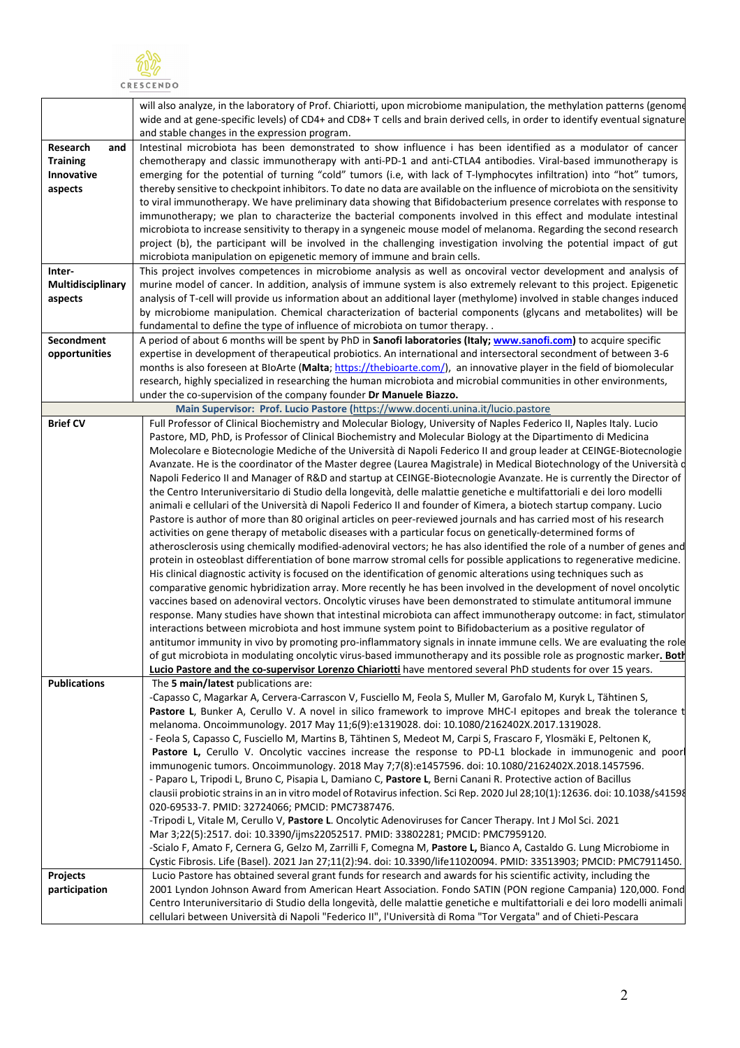| | |
|---|---|
| | will also analyze, in the laboratory of Prof. Chiariotti, upon microbiome manipulation, the methylation patterns (genome wide and at gene-specific levels) of CD4+ and CD8+ T cells and brain derived cells, in order to identify eventual signature and stable changes in the expression program. |
| **Research and Training Innovative aspects** | Intestinal microbiota has been demonstrated to show influence i has been identified as a modulator of cancer chemotherapy and classic immunotherapy with anti-PD-1 and anti-CTLA4 antibodies. Viral-based immunotherapy is emerging for the potential of turning "cold" tumors (i.e, with lack of T-lymphocytes infiltration) into "hot" tumors, thereby sensitive to checkpoint inhibitors. To date no data are available on the influence of microbiota on the sensitivity to viral immunotherapy. We have preliminary data showing that Bifidobacterium presence correlates with response to immunotherapy; we plan to characterize the bacterial components involved in this effect and modulate intestinal microbiota to increase sensitivity to therapy in a syngeneic mouse model of melanoma. Regarding the second research project (b), the participant will be involved in the challenging investigation involving the potential impact of gut microbiota manipulation on epigenetic memory of immune and brain cells. |
| **Inter-Multidisciplinary aspects** | This project involves competences in microbiome analysis as well as oncoviral vector development and analysis of murine model of cancer. In addition, analysis of immune system is also extremely relevant to this project. Epigenetic analysis of T-cell will provide us information about an additional layer (methylome) involved in stable changes induced by microbiome manipulation. Chemical characterization of bacterial components (glycans and metabolites) will be fundamental to define the type of influence of microbiota on tumor therapy. . |
| **Secondment opportunities** | A period of about 6 months will be spent by PhD in **Sanofi laboratories (Italy; www.sanofi.com)** to acquire specific expertise in development of therapeutical probiotics. An international and intersectoral secondment of between 3-6 months is also foreseen at BIoArte (**Malta**; https://thebioarte.com/), an innovative player in the field of biomolecular research, highly specialized in researching the human microbiota and microbial communities in other environments, under the co-supervision of the company founder **Dr Manuele Biazzo.** |
| **Main Supervisor: Prof. Lucio Pastore** (https://www.docenti.unina.it/lucio.pastore | |
| **Brief CV** | Full Professor of Clinical Biochemistry and Molecular Biology, University of Naples Federico II, Naples Italy. Lucio Pastore, MD, PhD, is Professor of Clinical Biochemistry and Molecular Biology at the Dipartimento di Medicina Molecolare e Biotecnologie Mediche of the Università di Napoli Federico II and group leader at CEINGE-Biotecnologie Avanzate. He is the coordinator of the Master degree (Laurea Magistrale) in Medical Biotechnology of the Università di Napoli Federico II and Manager of R&D and startup at CEINGE-Biotecnologie Avanzate. He is currently the Director of the Centro Interuniversitario di Studio della longevità, delle malattie genetiche e multifattoriali e dei loro modelli animali e cellulari of the Università di Napoli Federico II and founder of Kimera, a biotech startup company. Lucio Pastore is author of more than 80 original articles on peer-reviewed journals and has carried most of his research activities on gene therapy of metabolic diseases with a particular focus on genetically-determined forms of atherosclerosis using chemically modified-adenoviral vectors; he has also identified the role of a number of genes and protein in osteoblast differentiation of bone marrow stromal cells for possible applications to regenerative medicine. His clinical diagnostic activity is focused on the identification of genomic alterations using techniques such as comparative genomic hybridization array. More recently he has been involved in the development of novel oncolytic vaccines based on adenoviral vectors. Oncolytic viruses have been demonstrated to stimulate antitumoral immune response. Many studies have shown that intestinal microbiota can affect immunotherapy outcome: in fact, stimulator interactions between microbiota and host immune system point to Bifidobacterium as a positive regulator of antitumor immunity in vivo by promoting pro-inflammatory signals in innate immune cells. We are evaluating the role of gut microbiota in modulating oncolytic virus-based immunotherapy and its possible role as prognostic marker**. Both Lucio Pastore and the co-supervisor Lorenzo Chiariotti** have mentored several PhD students for over 15 years. |
| **Publications** | The **5 main/latest** publications are:<br>-Capasso C, Magarkar A, Cervera-Carrascon V, Fusciello M, Feola S, Muller M, Garofalo M, Kuryk L, Tähtinen S, **Pastore L**, Bunker A, Cerulo V. A novel in silico framework to improve MHC-I epitopes and break the tolerance t melanoma. Oncoimmunology. 2017 May 11;6(9):e1319028. doi: 10.1080/2162402X.2017.1319028.<br>- Feola S, Capasso C, Fusciello M, Martins B, Tähtinen S, Medeot M, Carpi S, Frascaro F, Ylosmäki E, Peltonen K, **Pastore L,** Cerullo V. Oncolytic vaccines increase the response to PD-L1 blockade in immunogenic and poorl immunogenic tumors. Oncoimmunology. 2018 May 7;7(8):e1457596. doi: 10.1080/2162402X.2018.1457596.<br>- Paparo L, Tripodi L, Bruno C, Pisapia L, Damiano C, **Pastore L**, Berni Canani R. Protective action of Bacillus clausii probiotic strains in an in vitro model of Rotavirus infection. Sci Rep. 2020 Jul 28;10(1):12636. doi: 10.1038/s41598 020-69533-7. PMID: 32724066; PMCID: PMC7387476.<br>-Tripodi L, Vitale M, Cerullo V, **Pastore L**. Oncolytic Adenoviruses for Cancer Therapy. Int J Mol Sci. 2021 Mar 3;22(5):2517. doi: 10.3390/ijms22052517. PMID: 33802281; PMCID: PMC7959120.<br>-Scialo F, Amato F, Cernera G, Gelzo M, Zarrilli F, Comegna M, **Pastore L,** Bianco A, Castaldo G. Lung Microbiome in Cystic Fibrosis. Life (Basel). 2021 Jan 27;11(2):94. doi: 10.3390/life11020094. PMID: 33513903; PMCID: PMC7911450. |
| **Projects participation** | Lucio Pastore has obtained several grant funds for research and awards for his scientific activity, including the 2001 Lyndon Johnson Award from American Heart Association. Fondo SATIN (PON regione Campania) 120,000. Fond Centro Interuniversitario di Studio della longevità, delle malattie genetiche e multifattoriali e dei loro modelli animali cellulari between Università di Napoli "Federico II", l'Università di Roma "Tor Vergata" and of Chieti-Pescara |